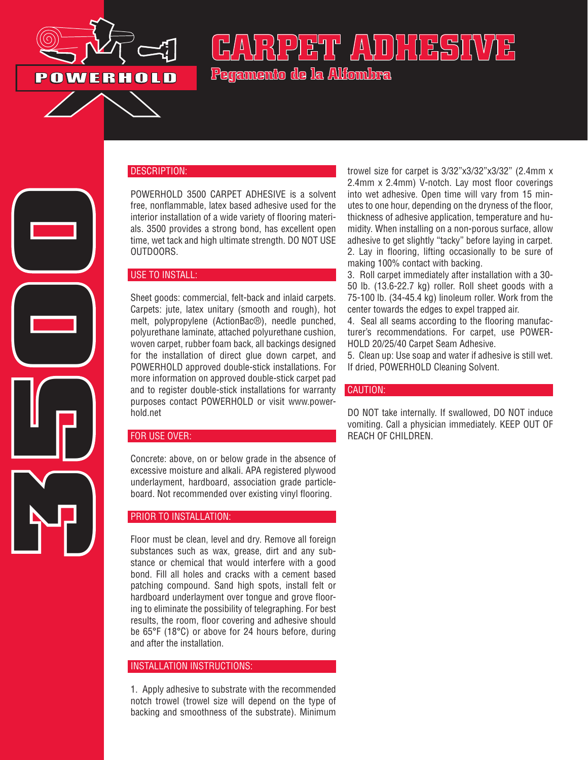POWERHOLD

# CARPET ADHESIVE

## Pegamento de la Alfombra

3500

### DESCRIPTION:

POWERHOLD 3500 CARPET ADHESIVE is a solvent free, nonflammable, latex based adhesive used for the interior installation of a wide variety of flooring materials. 3500 provides a strong bond, has excellent open time, wet tack and high ultimate strength. DO NOT USE OUTDOORS.

### USE TO INSTALL:

Sheet goods: commercial, felt-back and inlaid carpets. Carpets: jute, latex unitary (smooth and rough), hot melt, polypropylene (ActionBac®), needle punched, polyurethane laminate, attached polyurethane cushion, woven carpet, rubber foam back, all backings designed for the installation of direct glue down carpet, and POWERHOLD approved double-stick installations. For more information on approved double-stick carpet pad and to register double-stick installations for warranty purposes contact POWERHOLD or visit www.powerhold.net

### FOR USE OVER:

Concrete: above, on or below grade in the absence of excessive moisture and alkali. APA registered plywood underlayment, hardboard, association grade particleboard. Not recommended over existing vinyl flooring.

### PRIOR TO INSTALLATION:

Floor must be clean, level and dry. Remove all foreign substances such as wax, grease, dirt and any substance or chemical that would interfere with a good bond. Fill all holes and cracks with a cement based patching compound. Sand high spots, install felt or hardboard underlayment over tongue and grove flooring to eliminate the possibility of telegraphing. For best results, the room, floor covering and adhesive should be 65°F (18°C) or above for 24 hours before, during and after the installation.

### INSTALLATION INSTRUCTIONS:

1. Apply adhesive to substrate with the recommended notch trowel (trowel size will depend on the type of backing and smoothness of the substrate). Minimum trowel size for carpet is 3/32"x3/32"x3/32" (2.4mm x 2.4mm x 2.4mm) V-notch. Lay most floor coverings into wet adhesive. Open time will vary from 15 minutes to one hour, depending on the dryness of the floor, thickness of adhesive application, temperature and humidity. When installing on a non-porous surface, allow adhesive to get slightly "tacky" before laying in carpet.
2. Lay in flooring, lifting occasionally to be sure of making 100% contact with backing.
3. Roll carpet immediately after installation with a 30-50 lb. (13.6-22.7 kg) roller. Roll sheet goods with a 75-100 lb. (34-45.4 kg) linoleum roller. Work from the center towards the edges to expel trapped air.
4. Seal all seams according to the flooring manufacturer's recommendations. For carpet, use POWERHOLD 20/25/40 Carpet Seam Adhesive.
5. Clean up: Use soap and water if adhesive is still wet. If dried, POWERHOLD Cleaning Solvent.

### CAUTION:

DO NOT take internally. If swallowed, DO NOT induce vomiting. Call a physician immediately. KEEP OUT OF REACH OF CHILDREN.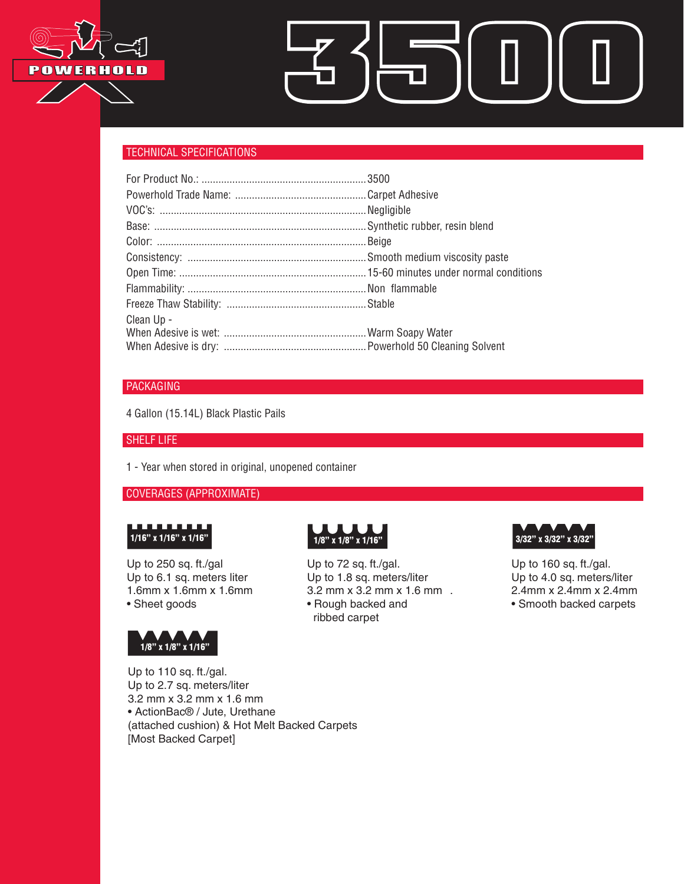# POWERHOLD 3500

## TECHNICAL SPECIFICATIONS

For Product No.: ............................................................ 3500
Powerhold Trade Name: ................................................ Carpet Adhesive
VOC's: .......................................................................... Negligible
Base: ............................................................................ Synthetic rubber, resin blend
Color: ........................................................................... Beige
Consistency: ................................................................ Smooth medium viscosity paste
Open Time: ................................................................... 15-60 minutes under normal conditions
Flammability: ................................................................ Non flammable
Freeze Thaw Stability: .................................................. Stable
Clean Up -
When Adesive is wet: ................................................... Warm Soapy Water
When Adesive is dry: ................................................... Powerhold 50 Cleaning Solvent

## PACKAGING

4 Gallon (15.14L) Black Plastic Pails

## SHELF LIFE

1 - Year when stored in original, unopened container

## COVERAGES (APPROXIMATE)

**1/16" x 1/16" x 1/16"**

Up to 250 sq. ft./gal
Up to 6.1 sq. meters liter
1.6mm x 1.6mm x 1.6mm
- Sheet goods

**1/8" x 1/8" x 1/16"**

Up to 72 sq. ft./gal.
Up to 1.8 sq. meters/liter
3.2 mm x 3.2 mm x 1.6 mm .
- Rough backed and ribbed carpet

**3/32" x 3/32" x 3/32"**

Up to 160 sq. ft./gal.
Up to 4.0 sq. meters/liter
2.4mm x 2.4mm x 2.4mm
- Smooth backed carpets

**1/8" x 1/8" x 1/16"**

Up to 110 sq. ft./gal.
Up to 2.7 sq. meters/liter
3.2 mm x 3.2 mm x 1.6 mm
- ActionBac® / Jute, Urethane (attached cushion) & Hot Melt Backed Carpets [Most Backed Carpet]